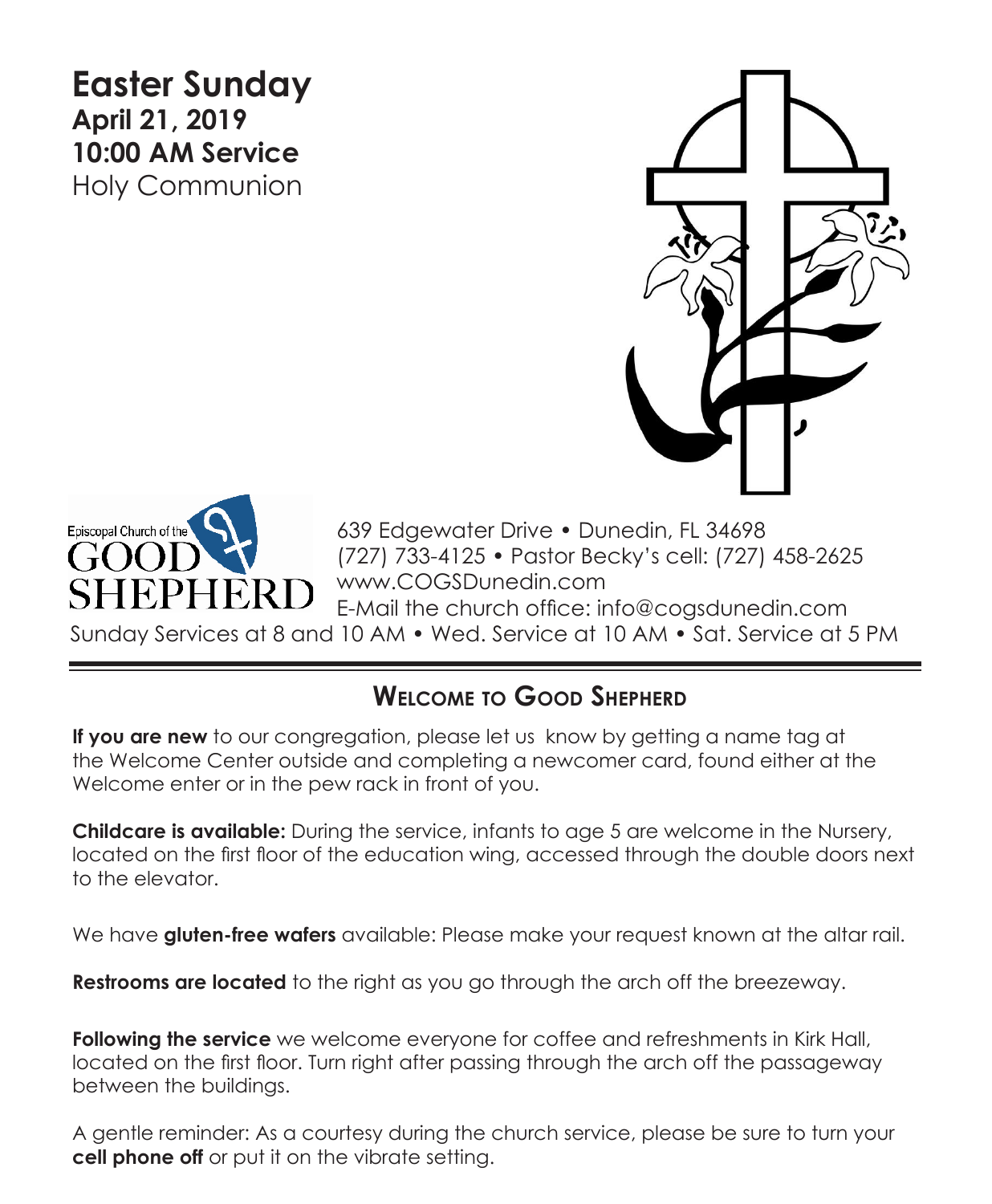# Easter Sunday

**April 21, 2019**
**10:00 AM Service**
Holy Communion

Episcopal Church of the GOOD SHEPHERD

639 Edgewater Drive • Dunedin, FL 34698
(727) 733-4125 • Pastor Becky's cell: (727) 458-2625
www.COGSDunedin.com
E-Mail the church office: info@cogsdunedin.com

Sunday Services at 8 and 10 AM • Wed. Service at 10 AM • Sat. Service at 5 PM

## Welcome to Good Shepherd

**If you are new** to our congregation, please let us know by getting a name tag at the Welcome Center outside and completing a newcomer card, found either at the Welcome enter or in the pew rack in front of you.

**Childcare is available:** During the service, infants to age 5 are welcome in the Nursery, located on the first floor of the education wing, accessed through the double doors next to the elevator.

We have **gluten-free wafers** available: Please make your request known at the altar rail.

**Restrooms are located** to the right as you go through the arch off the breezeway.

**Following the service** we welcome everyone for coffee and refreshments in Kirk Hall, located on the first floor. Turn right after passing through the arch off the passageway between the buildings.

A gentle reminder: As a courtesy during the church service, please be sure to turn your **cell phone off** or put it on the vibrate setting.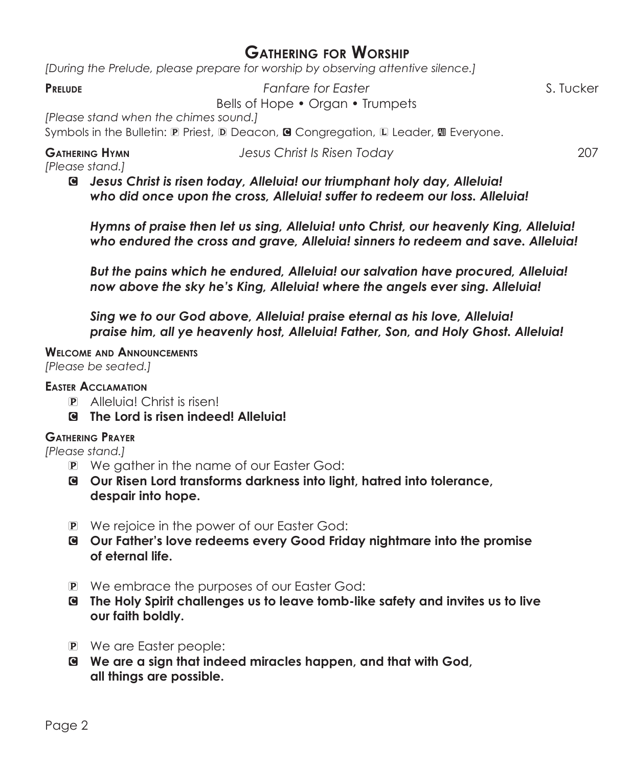# Gathering for Worship

*[During the Prelude, please prepare for worship by observing attentive silence.]*

**Prelude** *Fanfare for Easter* S. Tucker

Bells of Hope • Organ • Trumpets

*[Please stand when the chimes sound.]*

Symbols in the Bulletin: P Priest, D Deacon, C Congregation, L Leader, A Everyone.

**Gathering Hymn** *Jesus Christ Is Risen Today* 207

*[Please stand.]*

C ***Jesus Christ is risen today, Alleluia! our triumphant holy day, Alleluia! who did once upon the cross, Alleluia! suffer to redeem our loss. Alleluia!***

***Hymns of praise then let us sing, Alleluia! unto Christ, our heavenly King, Alleluia! who endured the cross and grave, Alleluia! sinners to redeem and save. Alleluia!***

***But the pains which he endured, Alleluia! our salvation have procured, Alleluia! now above the sky he's King, Alleluia! where the angels ever sing. Alleluia!***

***Sing we to our God above, Alleluia! praise eternal as his love, Alleluia! praise him, all ye heavenly host, Alleluia! Father, Son, and Holy Ghost. Alleluia!***

**Welcome and Announcements**

*[Please be seated.]*

**Easter Acclamation**

P Alleluia! Christ is risen!

C **The Lord is risen indeed! Alleluia!**

**Gathering Prayer**

*[Please stand.]*

P We gather in the name of our Easter God:

C **Our Risen Lord transforms darkness into light, hatred into tolerance, despair into hope.**

P We rejoice in the power of our Easter God:

C **Our Father's love redeems every Good Friday nightmare into the promise of eternal life.**

P We embrace the purposes of our Easter God:

C **The Holy Spirit challenges us to leave tomb-like safety and invites us to live our faith boldly.**

P We are Easter people:

C **We are a sign that indeed miracles happen, and that with God, all things are possible.**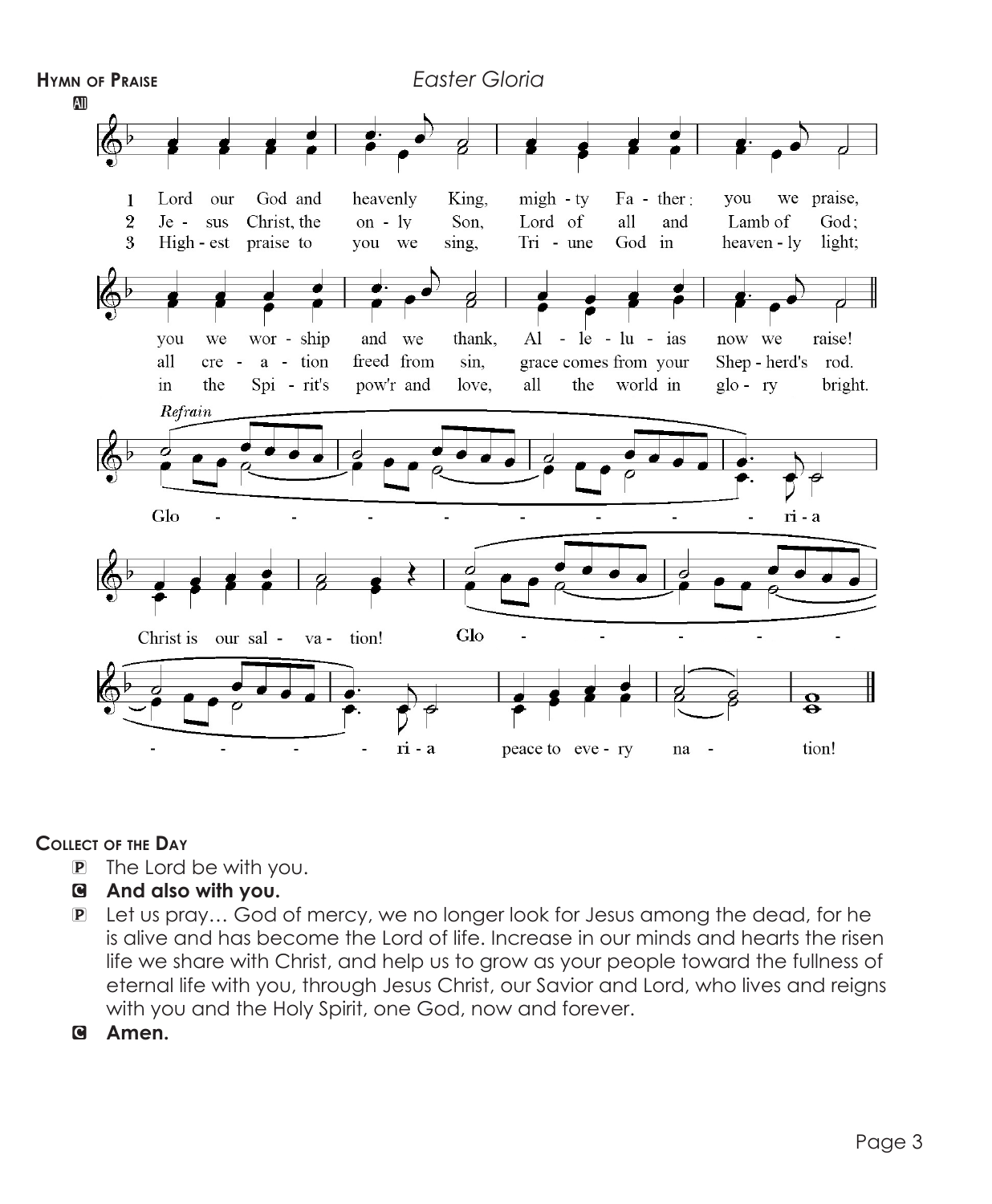**Hymn of Praise** *Easter Gloria*

All

1 Lord our God and heavenly King, migh - ty Fa - ther: you we praise, you we wor - ship and we thank, Al - le - lu - ias now we raise!

2 Je - sus Christ, the on - ly Son, Lord of all and Lamb of God; all cre - a - tion freed from sin, grace comes from your Shep - herd's rod.

3 High - est praise to you we sing, Tri - une God in heaven - ly light; in the Spi - rit's pow'r and love, all the world in glo - ry bright.

*Refrain*

Glo - - - - - - - - ri - a

Christ is our sal - va - tion!

Glo - - - - - - - - ri - a

peace to eve - ry na - tion!

**Collect of the Day**

P The Lord be with you.

**C And also with you.**

P Let us pray… God of mercy, we no longer look for Jesus among the dead, for he is alive and has become the Lord of life. Increase in our minds and hearts the risen life we share with Christ, and help us to grow as your people toward the fullness of eternal life with you, through Jesus Christ, our Savior and Lord, who lives and reigns with you and the Holy Spirit, one God, now and forever.

**C Amen.**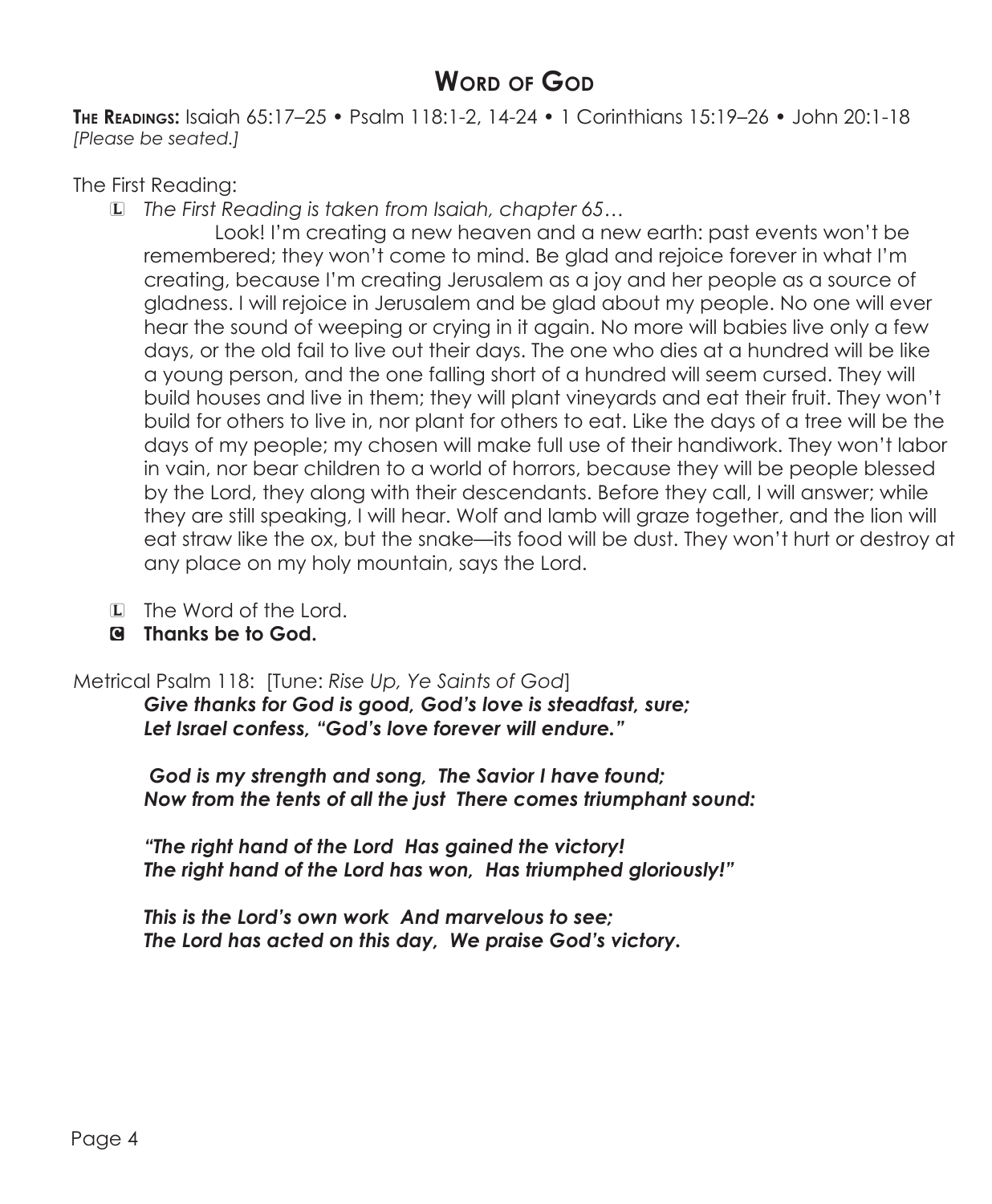# Word of God

**The Readings:** Isaiah 65:17–25 • Psalm 118:1-2, 14-24 • 1 Corinthians 15:19–26 • John 20:1-18
*[Please be seated.]*

The First Reading:

L *The First Reading is taken from Isaiah, chapter 65…*

Look! I'm creating a new heaven and a new earth: past events won't be remembered; they won't come to mind. Be glad and rejoice forever in what I'm creating, because I'm creating Jerusalem as a joy and her people as a source of gladness. I will rejoice in Jerusalem and be glad about my people. No one will ever hear the sound of weeping or crying in it again. No more will babies live only a few days, or the old fail to live out their days. The one who dies at a hundred will be like a young person, and the one falling short of a hundred will seem cursed. They will build houses and live in them; they will plant vineyards and eat their fruit. They won't build for others to live in, nor plant for others to eat. Like the days of a tree will be the days of my people; my chosen will make full use of their handiwork. They won't labor in vain, nor bear children to a world of horrors, because they will be people blessed by the Lord, they along with their descendants. Before they call, I will answer; while they are still speaking, I will hear. Wolf and lamb will graze together, and the lion will eat straw like the ox, but the snake—its food will be dust. They won't hurt or destroy at any place on my holy mountain, says the Lord.

L The Word of the Lord.

**C Thanks be to God.**

Metrical Psalm 118: [Tune: *Rise Up, Ye Saints of God*]

***Give thanks for God is good, God's love is steadfast, sure;***
***Let Israel confess, "God's love forever will endure."***

***God is my strength and song, The Savior I have found;***
***Now from the tents of all the just There comes triumphant sound:***

***"The right hand of the Lord Has gained the victory!***
***The right hand of the Lord has won, Has triumphed gloriously!"***

***This is the Lord's own work And marvelous to see;***
***The Lord has acted on this day, We praise God's victory.***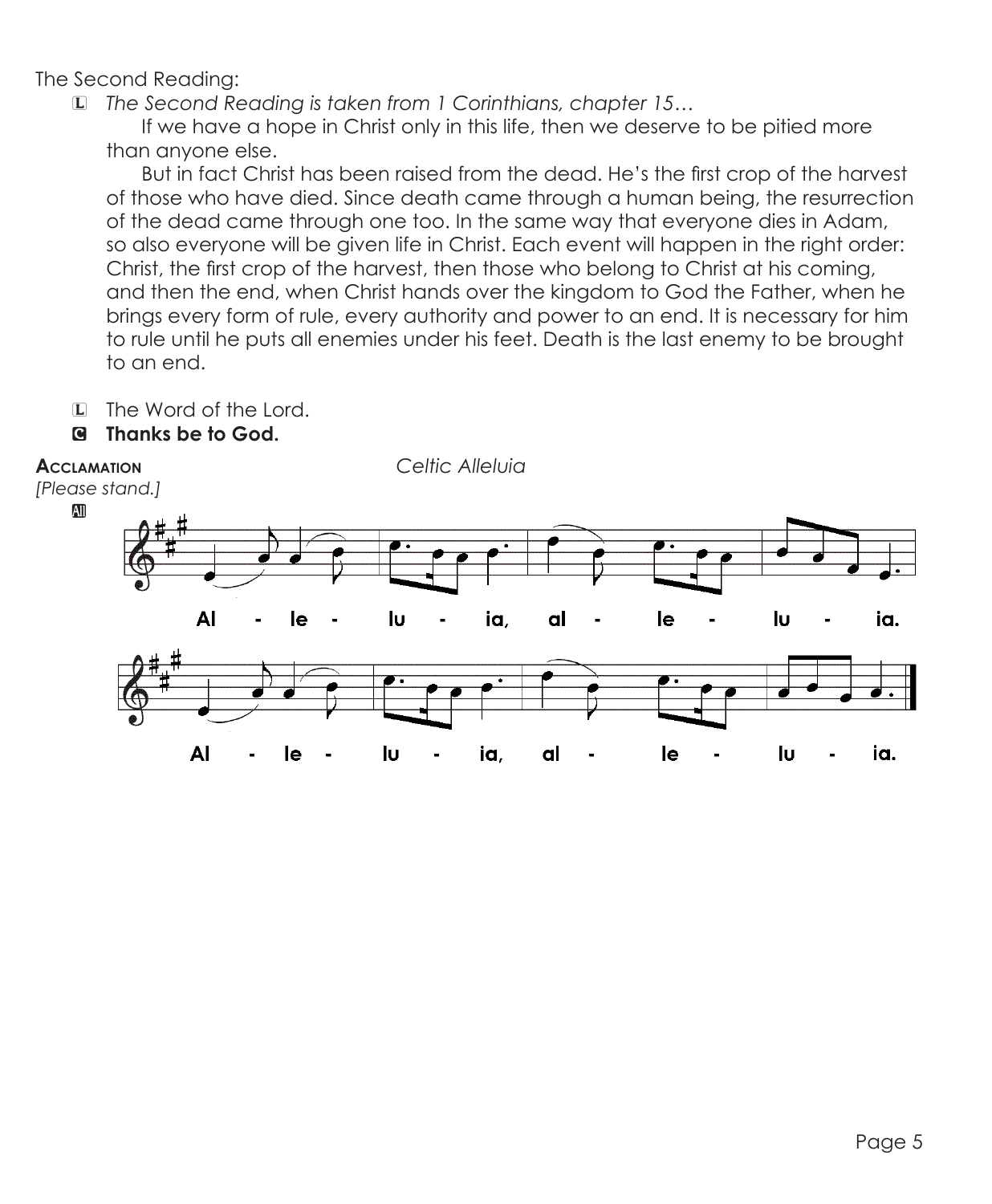The Second Reading:

L *The Second Reading is taken from 1 Corinthians, chapter 15…*

If we have a hope in Christ only in this life, then we deserve to be pitied more than anyone else.

But in fact Christ has been raised from the dead. He's the first crop of the harvest of those who have died. Since death came through a human being, the resurrection of the dead came through one too. In the same way that everyone dies in Adam, so also everyone will be given life in Christ. Each event will happen in the right order: Christ, the first crop of the harvest, then those who belong to Christ at his coming, and then the end, when Christ hands over the kingdom to God the Father, when he brings every form of rule, every authority and power to an end. It is necessary for him to rule until he puts all enemies under his feet. Death is the last enemy to be brought to an end.

L The Word of the Lord.

C **Thanks be to God.**

**Acclamation** *Celtic Alleluia*

*[Please stand.]*

All

Al - le - lu - ia, al - le - lu - ia.

Al - le - lu - ia, al - le - lu - ia.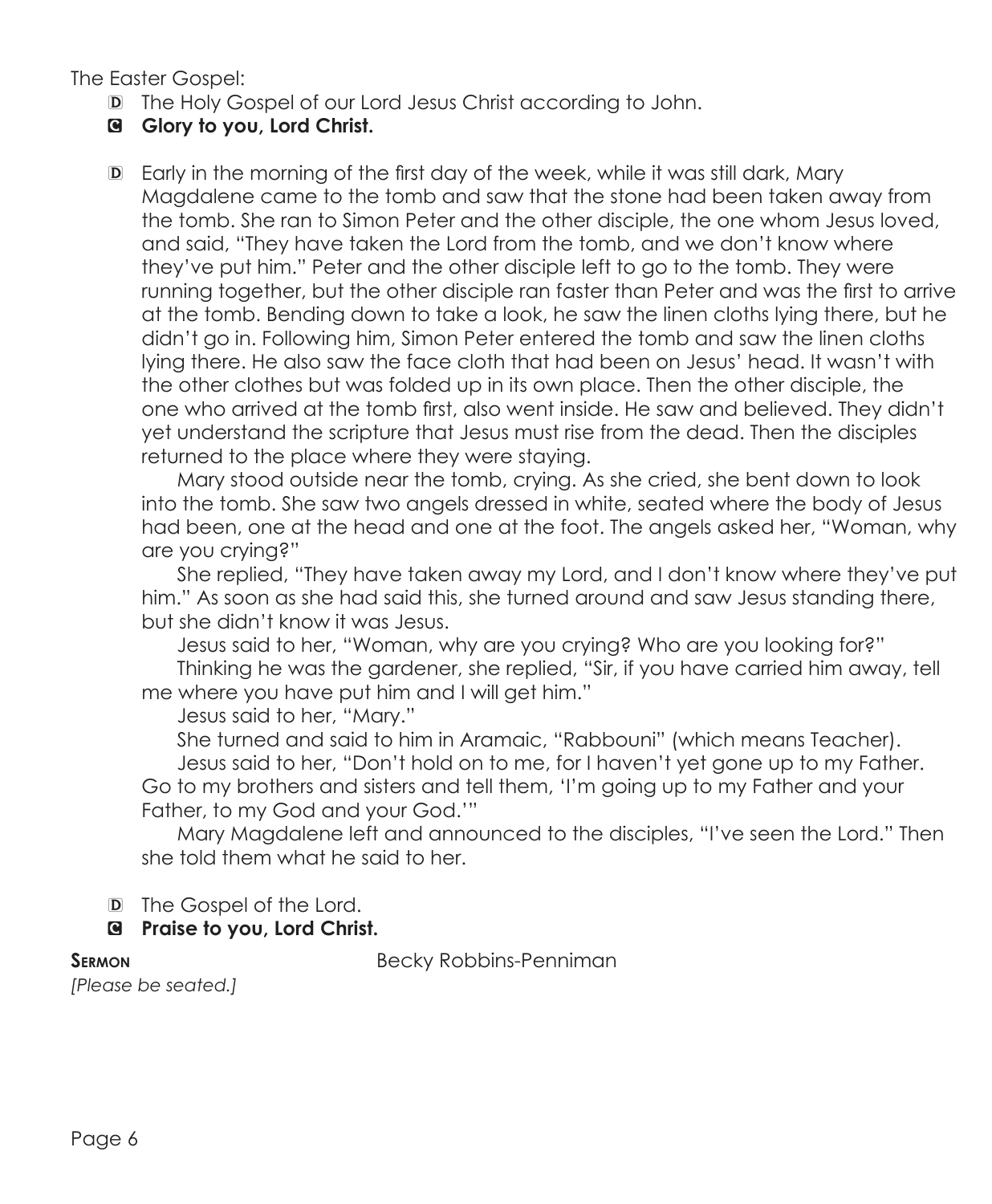The Easter Gospel:

D The Holy Gospel of our Lord Jesus Christ according to John.

C **Glory to you, Lord Christ.**

D Early in the morning of the first day of the week, while it was still dark, Mary Magdalene came to the tomb and saw that the stone had been taken away from the tomb. She ran to Simon Peter and the other disciple, the one whom Jesus loved, and said, "They have taken the Lord from the tomb, and we don't know where they've put him." Peter and the other disciple left to go to the tomb. They were running together, but the other disciple ran faster than Peter and was the first to arrive at the tomb. Bending down to take a look, he saw the linen cloths lying there, but he didn't go in. Following him, Simon Peter entered the tomb and saw the linen cloths lying there. He also saw the face cloth that had been on Jesus' head. It wasn't with the other clothes but was folded up in its own place. Then the other disciple, the one who arrived at the tomb first, also went inside. He saw and believed. They didn't yet understand the scripture that Jesus must rise from the dead. Then the disciples returned to the place where they were staying.

Mary stood outside near the tomb, crying. As she cried, she bent down to look into the tomb. She saw two angels dressed in white, seated where the body of Jesus had been, one at the head and one at the foot. The angels asked her, "Woman, why are you crying?"

She replied, "They have taken away my Lord, and I don't know where they've put him." As soon as she had said this, she turned around and saw Jesus standing there, but she didn't know it was Jesus.

Jesus said to her, "Woman, why are you crying? Who are you looking for?"

Thinking he was the gardener, she replied, "Sir, if you have carried him away, tell me where you have put him and I will get him."

Jesus said to her, "Mary."

She turned and said to him in Aramaic, "Rabbouni" (which means Teacher).

Jesus said to her, "Don't hold on to me, for I haven't yet gone up to my Father. Go to my brothers and sisters and tell them, 'I'm going up to my Father and your Father, to my God and your God.'"

Mary Magdalene left and announced to the disciples, "I've seen the Lord." Then she told them what he said to her.

D The Gospel of the Lord.

C **Praise to you, Lord Christ.**

**Sermon** Becky Robbins-Penniman

*[Please be seated.]*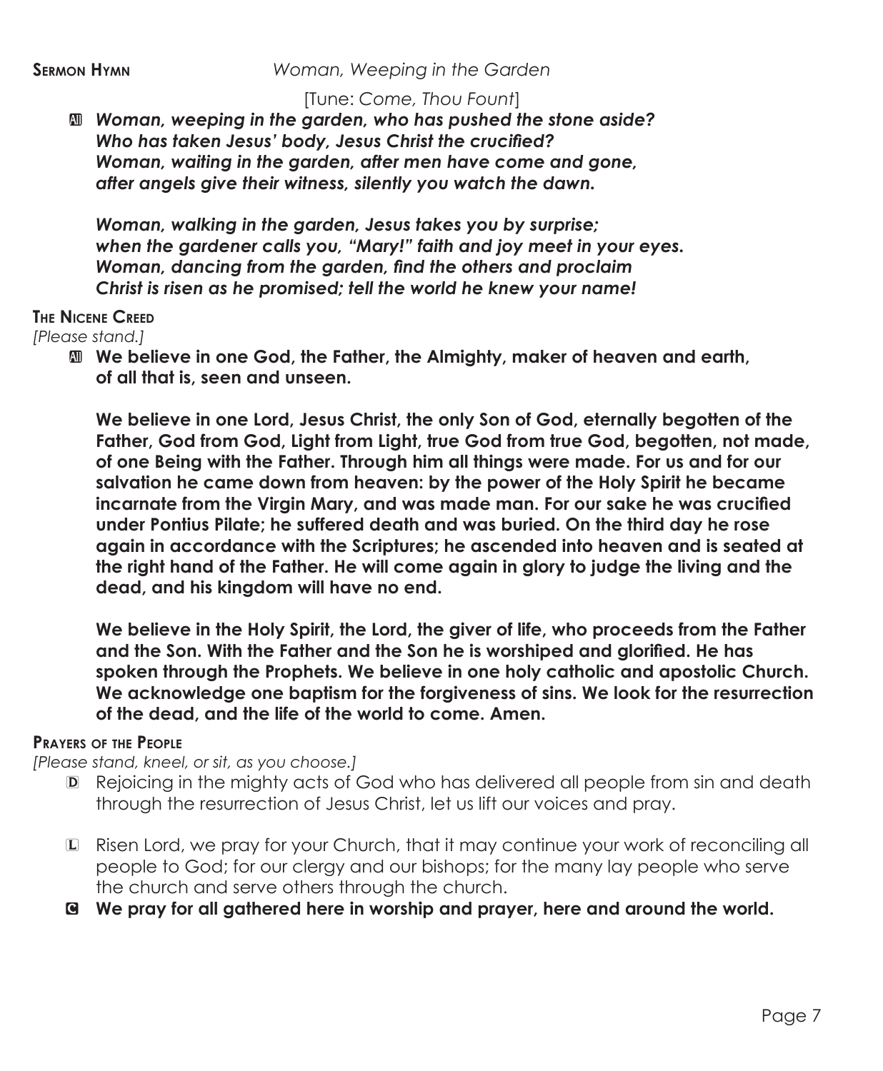**Sermon Hymn** *Woman, Weeping in the Garden*

[Tune: *Come, Thou Fount*]

A ***Woman, weeping in the garden, who has pushed the stone aside?***
***Who has taken Jesus' body, Jesus Christ the crucified?***
***Woman, waiting in the garden, after men have come and gone,***
***after angels give their witness, silently you watch the dawn.***

***Woman, walking in the garden, Jesus takes you by surprise;***
***when the gardener calls you, "Mary!" faith and joy meet in your eyes.***
***Woman, dancing from the garden, find the others and proclaim***
***Christ is risen as he promised; tell the world he knew your name!***

**The Nicene Creed**

*[Please stand.]*

A **We believe in one God, the Father, the Almighty, maker of heaven and earth, of all that is, seen and unseen.**

**We believe in one Lord, Jesus Christ, the only Son of God, eternally begotten of the Father, God from God, Light from Light, true God from true God, begotten, not made, of one Being with the Father. Through him all things were made. For us and for our salvation he came down from heaven: by the power of the Holy Spirit he became incarnate from the Virgin Mary, and was made man. For our sake he was crucified under Pontius Pilate; he suffered death and was buried. On the third day he rose again in accordance with the Scriptures; he ascended into heaven and is seated at the right hand of the Father. He will come again in glory to judge the living and the dead, and his kingdom will have no end.**

**We believe in the Holy Spirit, the Lord, the giver of life, who proceeds from the Father and the Son. With the Father and the Son he is worshiped and glorified. He has spoken through the Prophets. We believe in one holy catholic and apostolic Church. We acknowledge one baptism for the forgiveness of sins. We look for the resurrection of the dead, and the life of the world to come. Amen.**

**Prayers of the People**

*[Please stand, kneel, or sit, as you choose.]*

D Rejoicing in the mighty acts of God who has delivered all people from sin and death through the resurrection of Jesus Christ, let us lift our voices and pray.

L Risen Lord, we pray for your Church, that it may continue your work of reconciling all people to God; for our clergy and our bishops; for the many lay people who serve the church and serve others through the church.

C **We pray for all gathered here in worship and prayer, here and around the world.**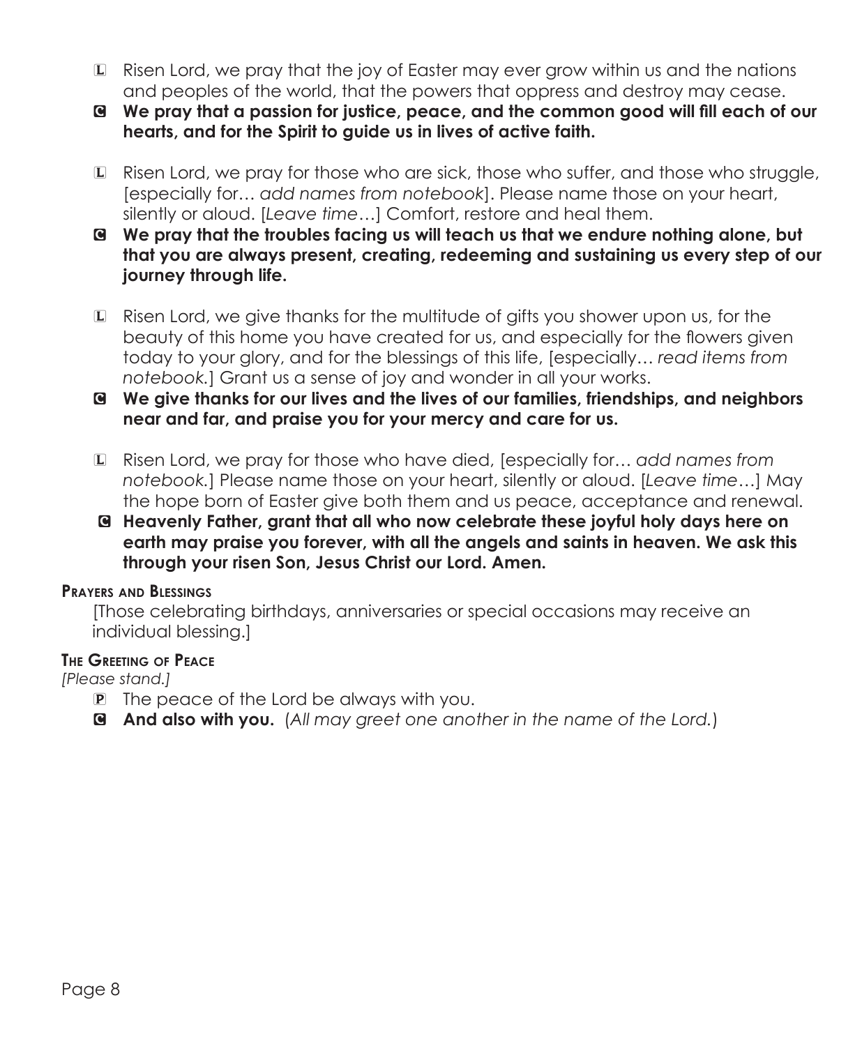L Risen Lord, we pray that the joy of Easter may ever grow within us and the nations and peoples of the world, that the powers that oppress and destroy may cease.

C **We pray that a passion for justice, peace, and the common good will fill each of our hearts, and for the Spirit to guide us in lives of active faith.**

L Risen Lord, we pray for those who are sick, those who suffer, and those who struggle, [especially for… *add names from notebook*]. Please name those on your heart, silently or aloud. [*Leave time*…] Comfort, restore and heal them.

C **We pray that the troubles facing us will teach us that we endure nothing alone, but that you are always present, creating, redeeming and sustaining us every step of our journey through life.**

L Risen Lord, we give thanks for the multitude of gifts you shower upon us, for the beauty of this home you have created for us, and especially for the flowers given today to your glory, and for the blessings of this life, [especially… *read items from notebook.*] Grant us a sense of joy and wonder in all your works.

C **We give thanks for our lives and the lives of our families, friendships, and neighbors near and far, and praise you for your mercy and care for us.**

L Risen Lord, we pray for those who have died, [especially for… *add names from notebook.*] Please name those on your heart, silently or aloud. [*Leave time*…] May the hope born of Easter give both them and us peace, acceptance and renewal.

C **Heavenly Father, grant that all who now celebrate these joyful holy days here on earth may praise you forever, with all the angels and saints in heaven. We ask this through your risen Son, Jesus Christ our Lord. Amen.**

### Prayers and Blessings

[Those celebrating birthdays, anniversaries or special occasions may receive an individual blessing.]

### The Greeting of Peace

*[Please stand.]*

P The peace of the Lord be always with you.

C **And also with you.** (*All may greet one another in the name of the Lord.*)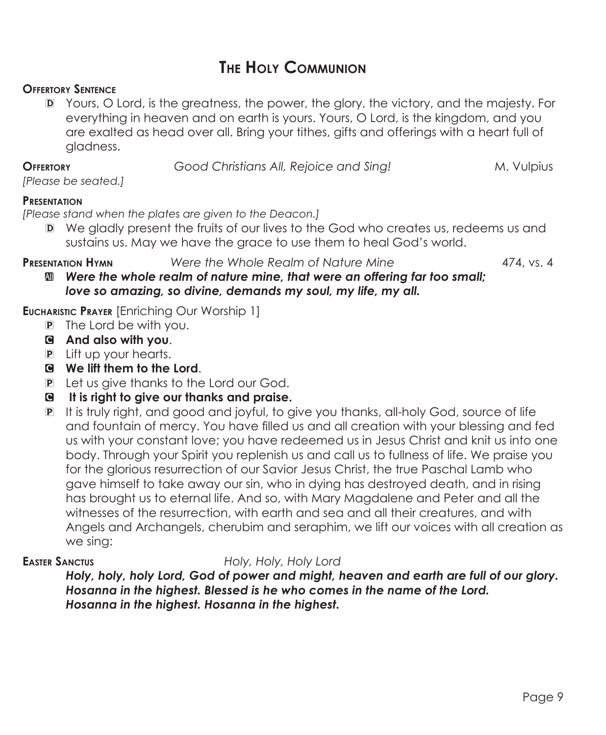# The Holy Communion

**Offertory Sentence**

D Yours, O Lord, is the greatness, the power, the glory, the victory, and the majesty. For everything in heaven and on earth is yours. Yours, O Lord, is the kingdom, and you are exalted as head over all. Bring your tithes, gifts and offerings with a heart full of gladness.

**Offertory** *Good Christians All, Rejoice and Sing!* M. Vulpius

*[Please be seated.]*

**Presentation**

*[Please stand when the plates are given to the Deacon.]*

D We gladly present the fruits of our lives to the God who creates us, redeems us and sustains us. May we have the grace to use them to heal God's world.

**Presentation Hymn** *Were the Whole Realm of Nature Mine* 474, vs. 4

All ***Were the whole realm of nature mine, that were an offering far too small; love so amazing, so divine, demands my soul, my life, my all.***

**Eucharistic Prayer** [Enriching Our Worship 1]

P The Lord be with you.

C **And also with you**.

P Lift up your hearts.

C **We lift them to the Lord**.

P Let us give thanks to the Lord our God.

C **It is right to give our thanks and praise.**

P It is truly right, and good and joyful, to give you thanks, all-holy God, source of life and fountain of mercy. You have filled us and all creation with your blessing and fed us with your constant love; you have redeemed us in Jesus Christ and knit us into one body. Through your Spirit you replenish us and call us to fullness of life. We praise you for the glorious resurrection of our Savior Jesus Christ, the true Paschal Lamb who gave himself to take away our sin, who in dying has destroyed death, and in rising has brought us to eternal life. And so, with Mary Magdalene and Peter and all the witnesses of the resurrection, with earth and sea and all their creatures, and with Angels and Archangels, cherubim and seraphim, we lift our voices with all creation as we sing:

**Easter Sanctus** *Holy, Holy, Holy Lord*

***Holy, holy, holy Lord, God of power and might, heaven and earth are full of our glory. Hosanna in the highest. Blessed is he who comes in the name of the Lord. Hosanna in the highest. Hosanna in the highest.***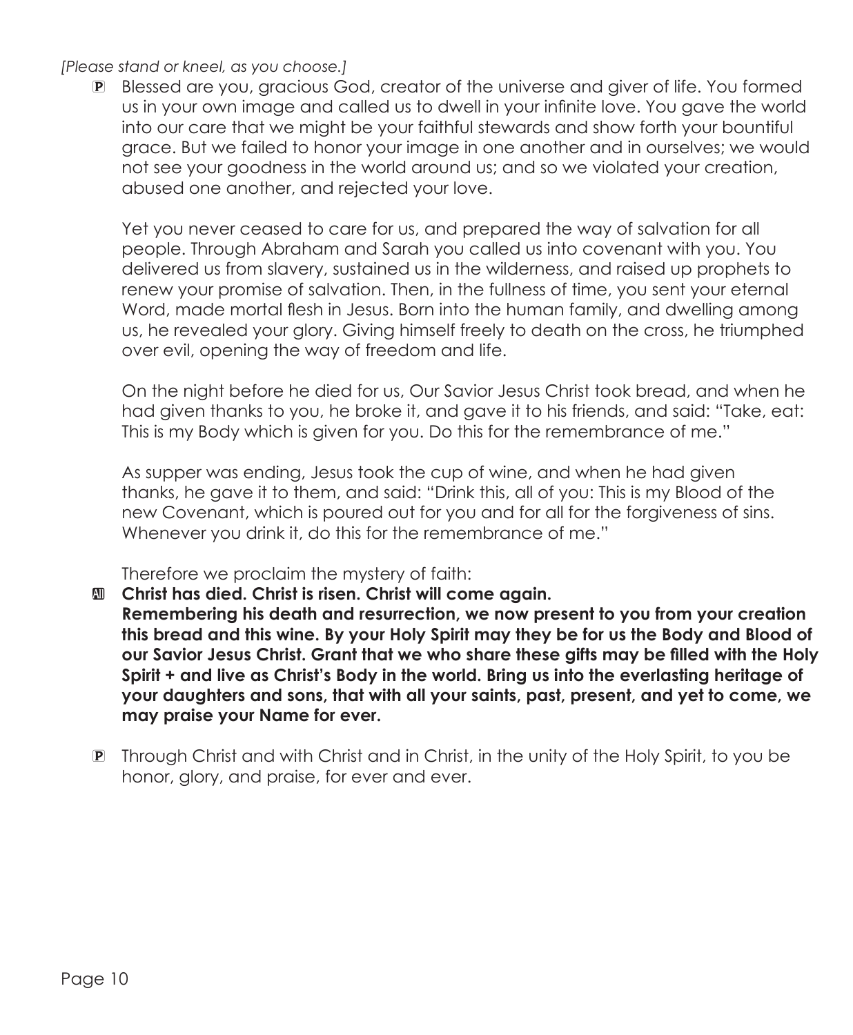*[Please stand or kneel, as you choose.]*

P Blessed are you, gracious God, creator of the universe and giver of life. You formed us in your own image and called us to dwell in your infinite love. You gave the world into our care that we might be your faithful stewards and show forth your bountiful grace. But we failed to honor your image in one another and in ourselves; we would not see your goodness in the world around us; and so we violated your creation, abused one another, and rejected your love.

Yet you never ceased to care for us, and prepared the way of salvation for all people. Through Abraham and Sarah you called us into covenant with you. You delivered us from slavery, sustained us in the wilderness, and raised up prophets to renew your promise of salvation. Then, in the fullness of time, you sent your eternal Word, made mortal flesh in Jesus. Born into the human family, and dwelling among us, he revealed your glory. Giving himself freely to death on the cross, he triumphed over evil, opening the way of freedom and life.

On the night before he died for us, Our Savior Jesus Christ took bread, and when he had given thanks to you, he broke it, and gave it to his friends, and said: "Take, eat: This is my Body which is given for you. Do this for the remembrance of me."

As supper was ending, Jesus took the cup of wine, and when he had given thanks, he gave it to them, and said: "Drink this, all of you: This is my Blood of the new Covenant, which is poured out for you and for all for the forgiveness of sins. Whenever you drink it, do this for the remembrance of me."

Therefore we proclaim the mystery of faith:

All **Christ has died. Christ is risen. Christ will come again.**
**Remembering his death and resurrection, we now present to you from your creation this bread and this wine. By your Holy Spirit may they be for us the Body and Blood of our Savior Jesus Christ. Grant that we who share these gifts may be filled with the Holy Spirit + and live as Christ's Body in the world. Bring us into the everlasting heritage of your daughters and sons, that with all your saints, past, present, and yet to come, we may praise your Name for ever.**

P Through Christ and with Christ and in Christ, in the unity of the Holy Spirit, to you be honor, glory, and praise, for ever and ever.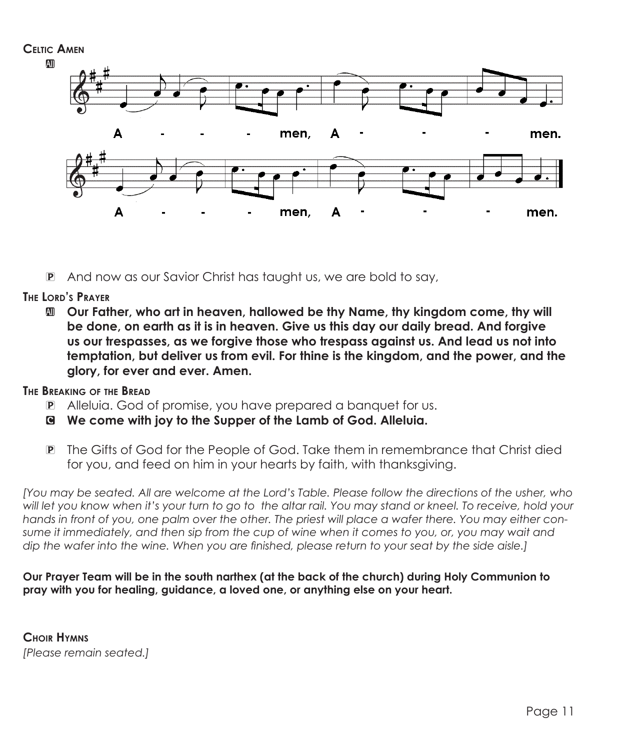**Celtic Amen**

All

A - - - men, A - - - men.

A - - - men, A - - - men.

P And now as our Savior Christ has taught us, we are bold to say,

**The Lord's Prayer**

All **Our Father, who art in heaven, hallowed be thy Name, thy kingdom come, thy will be done, on earth as it is in heaven. Give us this day our daily bread. And forgive us our trespasses, as we forgive those who trespass against us. And lead us not into temptation, but deliver us from evil. For thine is the kingdom, and the power, and the glory, for ever and ever. Amen.**

**The Breaking of the Bread**

P Alleluia. God of promise, you have prepared a banquet for us.

C **We come with joy to the Supper of the Lamb of God. Alleluia.**

P The Gifts of God for the People of God. Take them in remembrance that Christ died for you, and feed on him in your hearts by faith, with thanksgiving.

*[You may be seated. All are welcome at the Lord's Table. Please follow the directions of the usher, who will let you know when it's your turn to go to the altar rail. You may stand or kneel. To receive, hold your hands in front of you, one palm over the other. The priest will place a wafer there. You may either consume it immediately, and then sip from the cup of wine when it comes to you, or, you may wait and dip the wafer into the wine. When you are finished, please return to your seat by the side aisle.]*

**Our Prayer Team will be in the south narthex (at the back of the church) during Holy Communion to pray with you for healing, guidance, a loved one, or anything else on your heart.**

**Choir Hymns**

*[Please remain seated.]*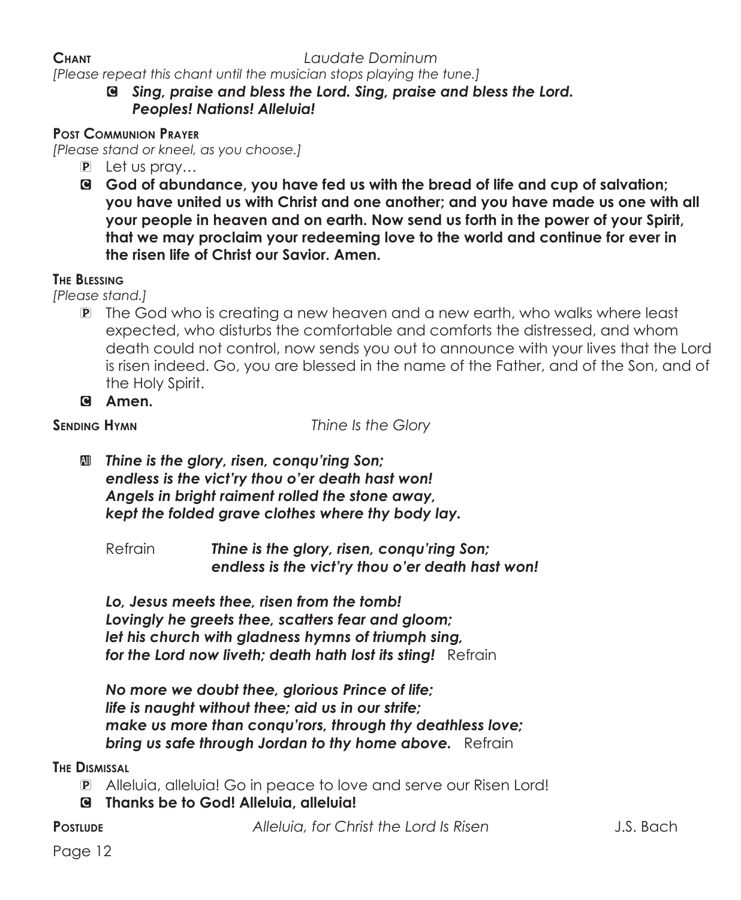**Chant** *Laudate Dominum*

*[Please repeat this chant until the musician stops playing the tune.]*

C ***Sing, praise and bless the Lord. Sing, praise and bless the Lord. Peoples! Nations! Alleluia!***

**Post Communion Prayer**

*[Please stand or kneel, as you choose.]*

P Let us pray…

C **God of abundance, you have fed us with the bread of life and cup of salvation; you have united us with Christ and one another; and you have made us one with all your people in heaven and on earth. Now send us forth in the power of your Spirit, that we may proclaim your redeeming love to the world and continue for ever in the risen life of Christ our Savior. Amen.**

**The Blessing**

*[Please stand.]*

P The God who is creating a new heaven and a new earth, who walks where least expected, who disturbs the comfortable and comforts the distressed, and whom death could not control, now sends you out to announce with your lives that the Lord is risen indeed. Go, you are blessed in the name of the Father, and of the Son, and of the Holy Spirit.

C **Amen.**

**Sending Hymn** *Thine Is the Glory*

All ***Thine is the glory, risen, conqu'ring Son;***
***endless is the vict'ry thou o'er death hast won!***
***Angels in bright raiment rolled the stone away,***
***kept the folded grave clothes where thy body lay.***

Refrain ***Thine is the glory, risen, conqu'ring Son;***
***endless is the vict'ry thou o'er death hast won!***

***Lo, Jesus meets thee, risen from the tomb!***
***Lovingly he greets thee, scatters fear and gloom;***
***let his church with gladness hymns of triumph sing,***
***for the Lord now liveth; death hath lost its sting!*** Refrain

***No more we doubt thee, glorious Prince of life;***
***life is naught without thee; aid us in our strife;***
***make us more than conqu'rors, through thy deathless love;***
***bring us safe through Jordan to thy home above.*** Refrain

**The Dismissal**

P Alleluia, alleluia! Go in peace to love and serve our Risen Lord!

C **Thanks be to God! Alleluia, alleluia!**

**Postlude** *Alleluia, for Christ the Lord Is Risen* J.S. Bach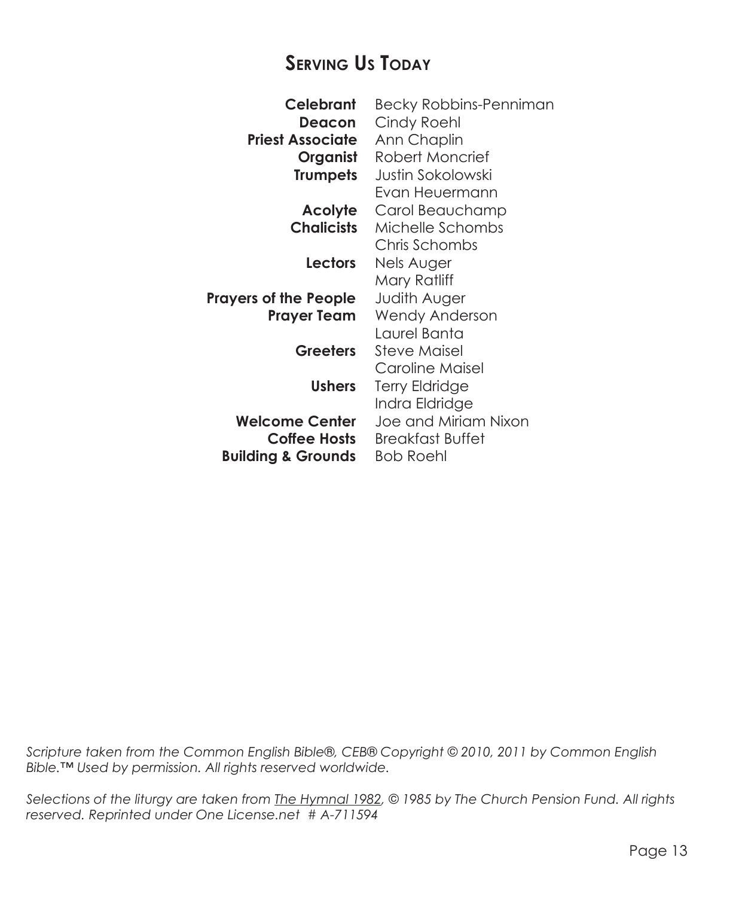## Serving Us Today

| | |
|---|---|
| **Celebrant** | Becky Robbins-Penniman |
| **Deacon** | Cindy Roehl |
| **Priest Associate** | Ann Chaplin |
| **Organist** | Robert Moncrief |
| **Trumpets** | Justin Sokolowski |
| | Evan Heuermann |
| **Acolyte** | Carol Beauchamp |
| **Chalicists** | Michelle Schombs |
| | Chris Schombs |
| **Lectors** | Nels Auger |
| | Mary Ratliff |
| **Prayers of the People** | Judith Auger |
| **Prayer Team** | Wendy Anderson |
| | Laurel Banta |
| **Greeters** | Steve Maisel |
| | Caroline Maisel |
| **Ushers** | Terry Eldridge |
| | Indra Eldridge |
| **Welcome Center** | Joe and Miriam Nixon |
| **Coffee Hosts** | Breakfast Buffet |
| **Building & Grounds** | Bob Roehl |

*Scripture taken from the Common English Bible®, CEB® Copyright © 2010, 2011 by Common English Bible.™ Used by permission. All rights reserved worldwide.*

*Selections of the liturgy are taken from The Hymnal 1982, © 1985 by The Church Pension Fund. All rights reserved. Reprinted under One License.net # A-711594*